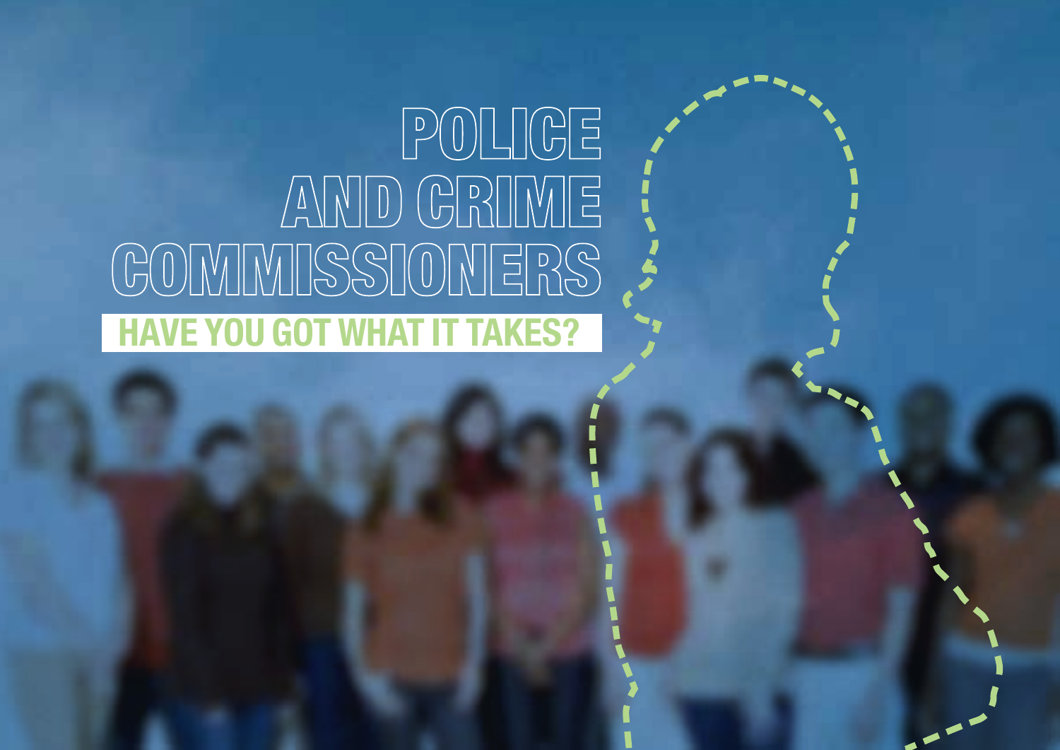# POLICE AND CRIME COMMISSIONERS

## HAVE YOU GOT WHAT IT TAKES?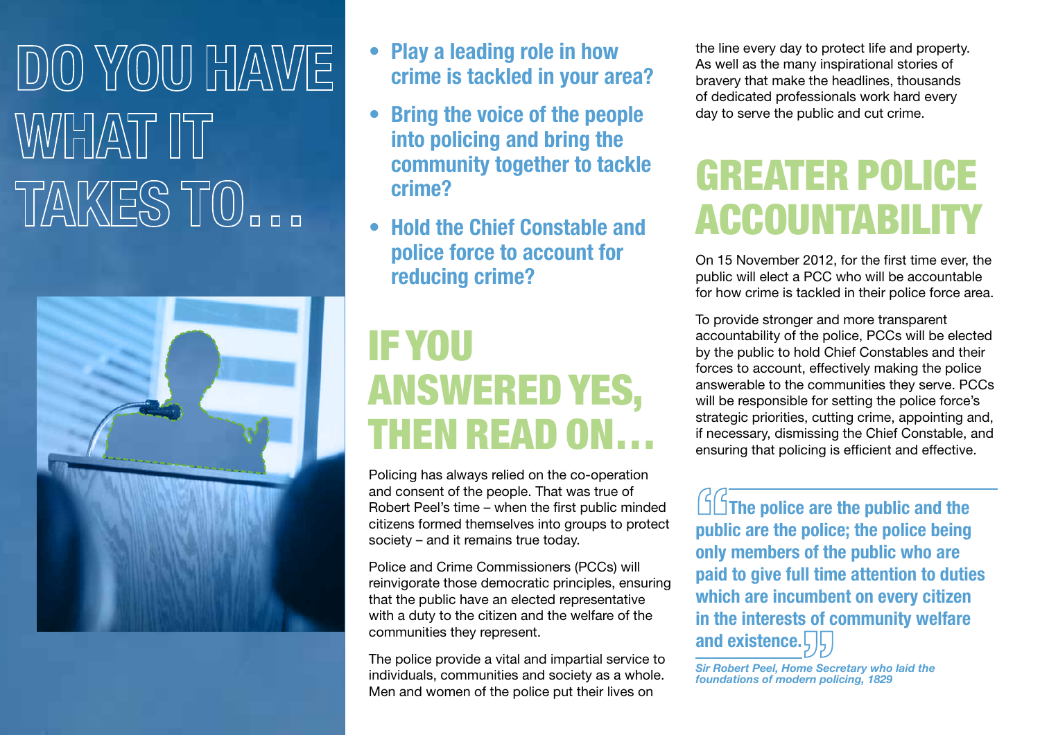# DO YOU HAVE WHAT IT TAKES TO...

- **Play a leading role in how crime is tackled in your area?**
- **Bring the voice of the people into policing and bring the community together to tackle crime?**
- **Hold the Chief Constable and police force to account for reducing crime?**

## IF YOU ANSWERED YES, THEN READ ON...

Policing has always relied on the co-operation and consent of the people. That was true of Robert Peel's time – when the first public minded citizens formed themselves into groups to protect society – and it remains true today.

Police and Crime Commissioners (PCCs) will reinvigorate those democratic principles, ensuring that the public have an elected representative with a duty to the citizen and the welfare of the communities they represent.

The police provide a vital and impartial service to individuals, communities and society as a whole. Men and women of the police put their lives on the line every day to protect life and property. As well as the many inspirational stories of bravery that make the headlines, thousands of dedicated professionals work hard every day to serve the public and cut crime.

## GREATER POLICE ACCOUNTABILITY

On 15 November 2012, for the first time ever, the public will elect a PCC who will be accountable for how crime is tackled in their police force area.

To provide stronger and more transparent accountability of the police, PCCs will be elected by the public to hold Chief Constables and their forces to account, effectively making the police answerable to the communities they serve. PCCs will be responsible for setting the police force's strategic priorities, cutting crime, appointing and, if necessary, dismissing the Chief Constable, and ensuring that policing is efficient and effective.

> **"The police are the public and the public are the police; the police being only members of the public who are paid to give full time attention to duties which are incumbent on every citizen in the interests of community welfare and existence."**
>
> *Sir Robert Peel, Home Secretary who laid the foundations of modern policing, 1829*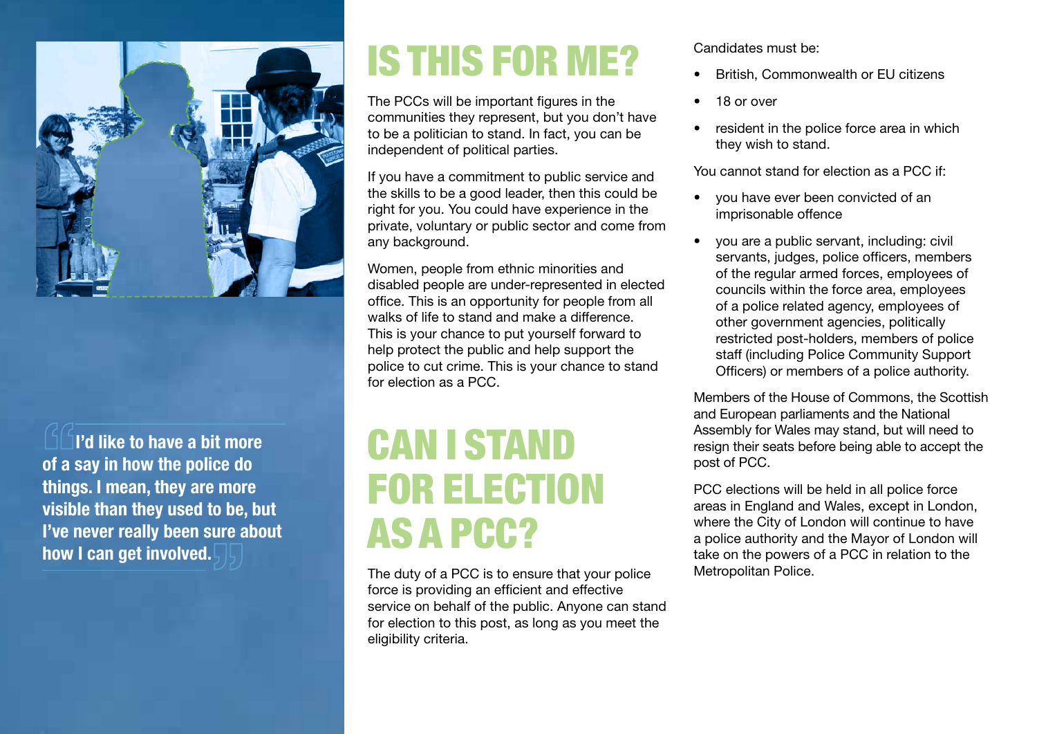> I'd like to have a bit more of a say in how the police do things. I mean, they are more visible than they used to be, but I've never really been sure about how I can get involved.

# IS THIS FOR ME?

The PCCs will be important figures in the communities they represent, but you don't have to be a politician to stand. In fact, you can be independent of political parties.

If you have a commitment to public service and the skills to be a good leader, then this could be right for you. You could have experience in the private, voluntary or public sector and come from any background.

Women, people from ethnic minorities and disabled people are under-represented in elected office. This is an opportunity for people from all walks of life to stand and make a difference. This is your chance to put yourself forward to help protect the public and help support the police to cut crime. This is your chance to stand for election as a PCC.

# CAN I STAND FOR ELECTION AS A PCC?

The duty of a PCC is to ensure that your police force is providing an efficient and effective service on behalf of the public. Anyone can stand for election to this post, as long as you meet the eligibility criteria.

Candidates must be:

- British, Commonwealth or EU citizens
- 18 or over
- resident in the police force area in which they wish to stand.

You cannot stand for election as a PCC if:

- you have ever been convicted of an imprisonable offence
- you are a public servant, including: civil servants, judges, police officers, members of the regular armed forces, employees of councils within the force area, employees of a police related agency, employees of other government agencies, politically restricted post-holders, members of police staff (including Police Community Support Officers) or members of a police authority.

Members of the House of Commons, the Scottish and European parliaments and the National Assembly for Wales may stand, but will need to resign their seats before being able to accept the post of PCC.

PCC elections will be held in all police force areas in England and Wales, except in London, where the City of London will continue to have a police authority and the Mayor of London will take on the powers of a PCC in relation to the Metropolitan Police.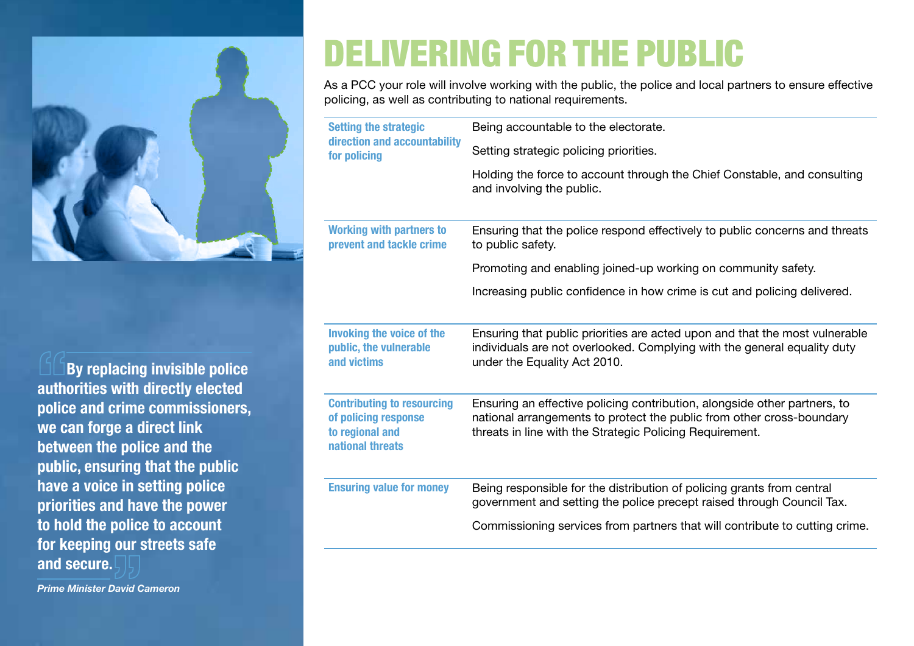# DELIVERING FOR THE PUBLIC

As a PCC your role will involve working with the public, the police and local partners to ensure effective policing, as well as contributing to national requirements.

| | |
|---|---|
| **Setting the strategic direction and accountability for policing** | Being accountable to the electorate.<br><br>Setting strategic policing priorities.<br><br>Holding the force to account through the Chief Constable, and consulting and involving the public. |
| **Working with partners to prevent and tackle crime** | Ensuring that the police respond effectively to public concerns and threats to public safety.<br><br>Promoting and enabling joined-up working on community safety.<br><br>Increasing public confidence in how crime is cut and policing delivered. |
| **Invoking the voice of the public, the vulnerable and victims** | Ensuring that public priorities are acted upon and that the most vulnerable individuals are not overlooked. Complying with the general equality duty under the Equality Act 2010. |
| **Contributing to resourcing of policing response to regional and national threats** | Ensuring an effective policing contribution, alongside other partners, to national arrangements to protect the public from other cross-boundary threats in line with the Strategic Policing Requirement. |
| **Ensuring value for money** | Being responsible for the distribution of policing grants from central government and setting the police precept raised through Council Tax.<br><br>Commissioning services from partners that will contribute to cutting crime. |

**"By replacing invisible police authorities with directly elected police and crime commissioners, we can forge a direct link between the police and the public, ensuring that the public have a voice in setting police priorities and have the power to hold the police to account for keeping our streets safe and secure."**

*Prime Minister David Cameron*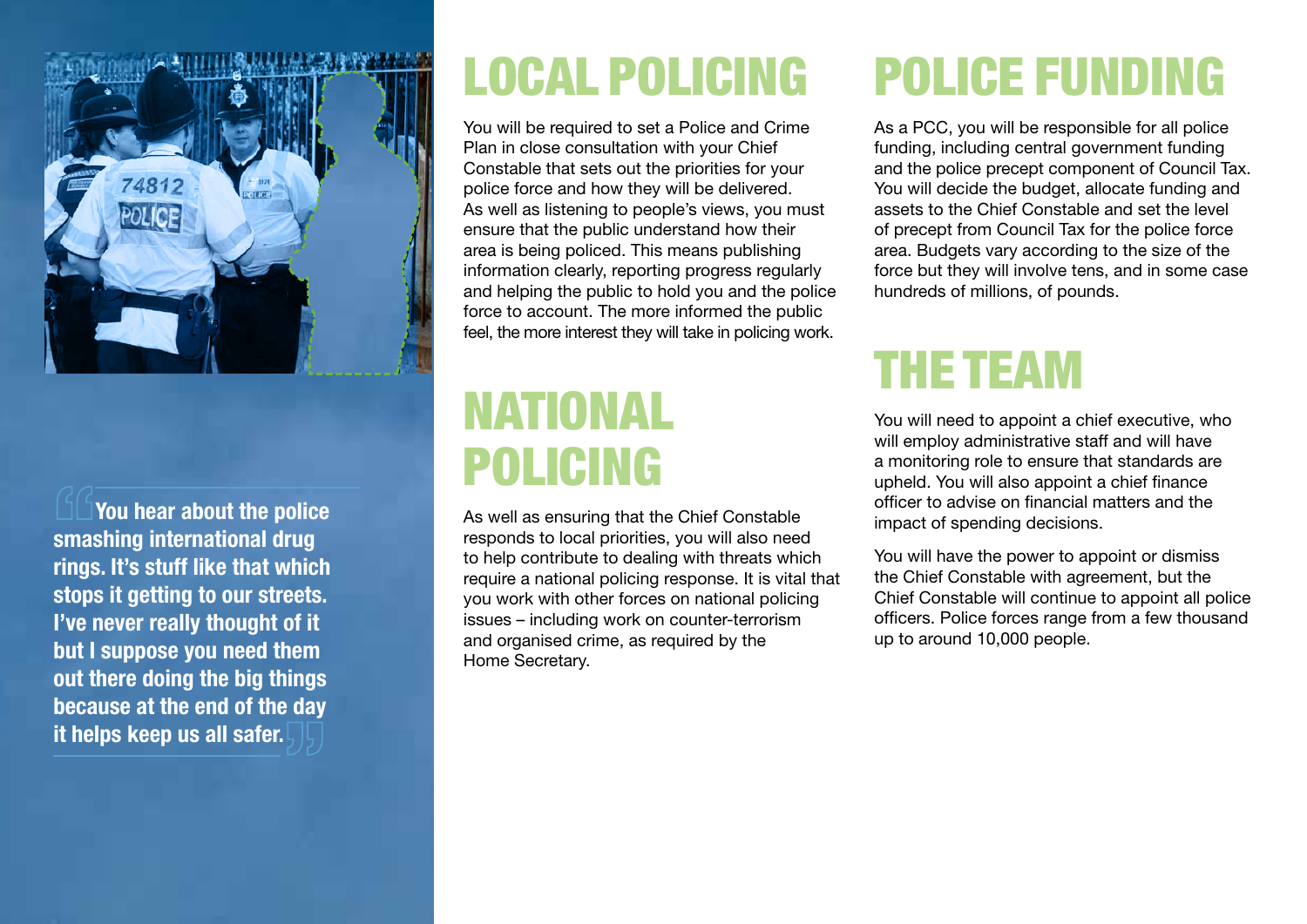> You hear about the police smashing international drug rings. It's stuff like that which stops it getting to our streets. I've never really thought of it but I suppose you need them out there doing the big things because at the end of the day it helps keep us all safer.

# LOCAL POLICING

You will be required to set a Police and Crime Plan in close consultation with your Chief Constable that sets out the priorities for your police force and how they will be delivered. As well as listening to people's views, you must ensure that the public understand how their area is being policed. This means publishing information clearly, reporting progress regularly and helping the public to hold you and the police force to account. The more informed the public feel, the more interest they will take in policing work.

# NATIONAL POLICING

As well as ensuring that the Chief Constable responds to local priorities, you will also need to help contribute to dealing with threats which require a national policing response. It is vital that you work with other forces on national policing issues – including work on counter-terrorism and organised crime, as required by the Home Secretary.

# POLICE FUNDING

As a PCC, you will be responsible for all police funding, including central government funding and the police precept component of Council Tax. You will decide the budget, allocate funding and assets to the Chief Constable and set the level of precept from Council Tax for the police force area. Budgets vary according to the size of the force but they will involve tens, and in some case hundreds of millions, of pounds.

# THE TEAM

You will need to appoint a chief executive, who will employ administrative staff and will have a monitoring role to ensure that standards are upheld. You will also appoint a chief finance officer to advise on financial matters and the impact of spending decisions.

You will have the power to appoint or dismiss the Chief Constable with agreement, but the Chief Constable will continue to appoint all police officers. Police forces range from a few thousand up to around 10,000 people.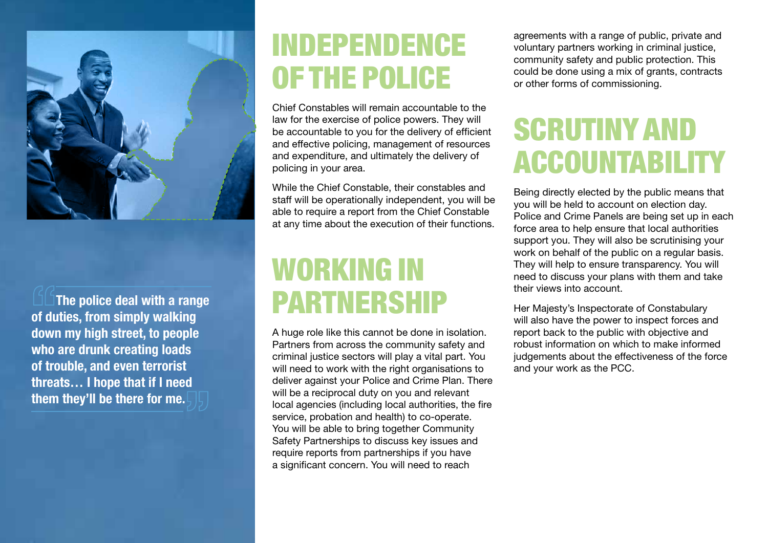> The police deal with a range of duties, from simply walking down my high street, to people who are drunk creating loads of trouble, and even terrorist threats… I hope that if I need them they'll be there for me.

# INDEPENDENCE OF THE POLICE

Chief Constables will remain accountable to the law for the exercise of police powers. They will be accountable to you for the delivery of efficient and effective policing, management of resources and expenditure, and ultimately the delivery of policing in your area.

While the Chief Constable, their constables and staff will be operationally independent, you will be able to require a report from the Chief Constable at any time about the execution of their functions.

# WORKING IN PARTNERSHIP

A huge role like this cannot be done in isolation. Partners from across the community safety and criminal justice sectors will play a vital part. You will need to work with the right organisations to deliver against your Police and Crime Plan. There will be a reciprocal duty on you and relevant local agencies (including local authorities, the fire service, probation and health) to co-operate. You will be able to bring together Community Safety Partnerships to discuss key issues and require reports from partnerships if you have a significant concern. You will need to reach agreements with a range of public, private and voluntary partners working in criminal justice, community safety and public protection. This could be done using a mix of grants, contracts or other forms of commissioning.

# SCRUTINY AND ACCOUNTABILITY

Being directly elected by the public means that you will be held to account on election day. Police and Crime Panels are being set up in each force area to help ensure that local authorities support you. They will also be scrutinising your work on behalf of the public on a regular basis. They will help to ensure transparency. You will need to discuss your plans with them and take their views into account.

Her Majesty's Inspectorate of Constabulary will also have the power to inspect forces and report back to the public with objective and robust information on which to make informed judgements about the effectiveness of the force and your work as the PCC.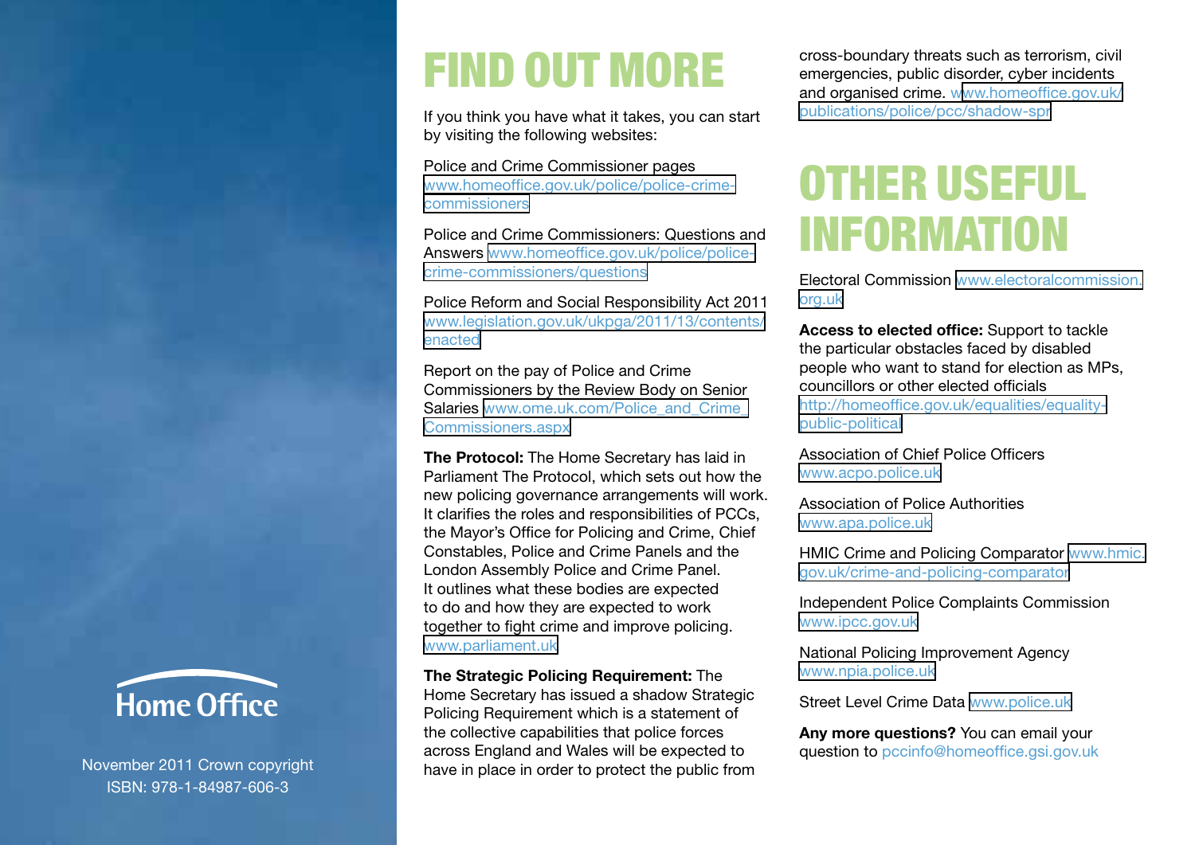# FIND OUT MORE

If you think you have what it takes, you can start by visiting the following websites:

Police and Crime Commissioner pages www.homeoffice.gov.uk/police/police-crime-commissioners

Police and Crime Commissioners: Questions and Answers www.homeoffice.gov.uk/police/police-crime-commissioners/questions

Police Reform and Social Responsibility Act 2011 www.legislation.gov.uk/ukpga/2011/13/contents/enacted

Report on the pay of Police and Crime Commissioners by the Review Body on Senior Salaries www.ome.uk.com/Police_and_Crime_Commissioners.aspx

**The Protocol:** The Home Secretary has laid in Parliament The Protocol, which sets out how the new policing governance arrangements will work. It clarifies the roles and responsibilities of PCCs, the Mayor's Office for Policing and Crime, Chief Constables, Police and Crime Panels and the London Assembly Police and Crime Panel. It outlines what these bodies are expected to do and how they are expected to work together to fight crime and improve policing. www.parliament.uk

**The Strategic Policing Requirement:** The Home Secretary has issued a shadow Strategic Policing Requirement which is a statement of the collective capabilities that police forces across England and Wales will be expected to have in place in order to protect the public from cross-boundary threats such as terrorism, civil emergencies, public disorder, cyber incidents and organised crime. www.homeoffice.gov.uk/publications/police/pcc/shadow-spr

# OTHER USEFUL INFORMATION

Electoral Commission www.electoralcommission.org.uk

**Access to elected office:** Support to tackle the particular obstacles faced by disabled people who want to stand for election as MPs, councillors or other elected officials http://homeoffice.gov.uk/equalities/equality-public-political

Association of Chief Police Officers www.acpo.police.uk

Association of Police Authorities www.apa.police.uk

HMIC Crime and Policing Comparator www.hmic.gov.uk/crime-and-policing-comparator

Independent Police Complaints Commission www.ipcc.gov.uk

National Policing Improvement Agency www.npia.police.uk

Street Level Crime Data www.police.uk

**Any more questions?** You can email your question to pccinfo@homeoffice.gsi.gov.uk

Home Office

November 2011 Crown copyright
ISBN: 978-1-84987-606-3